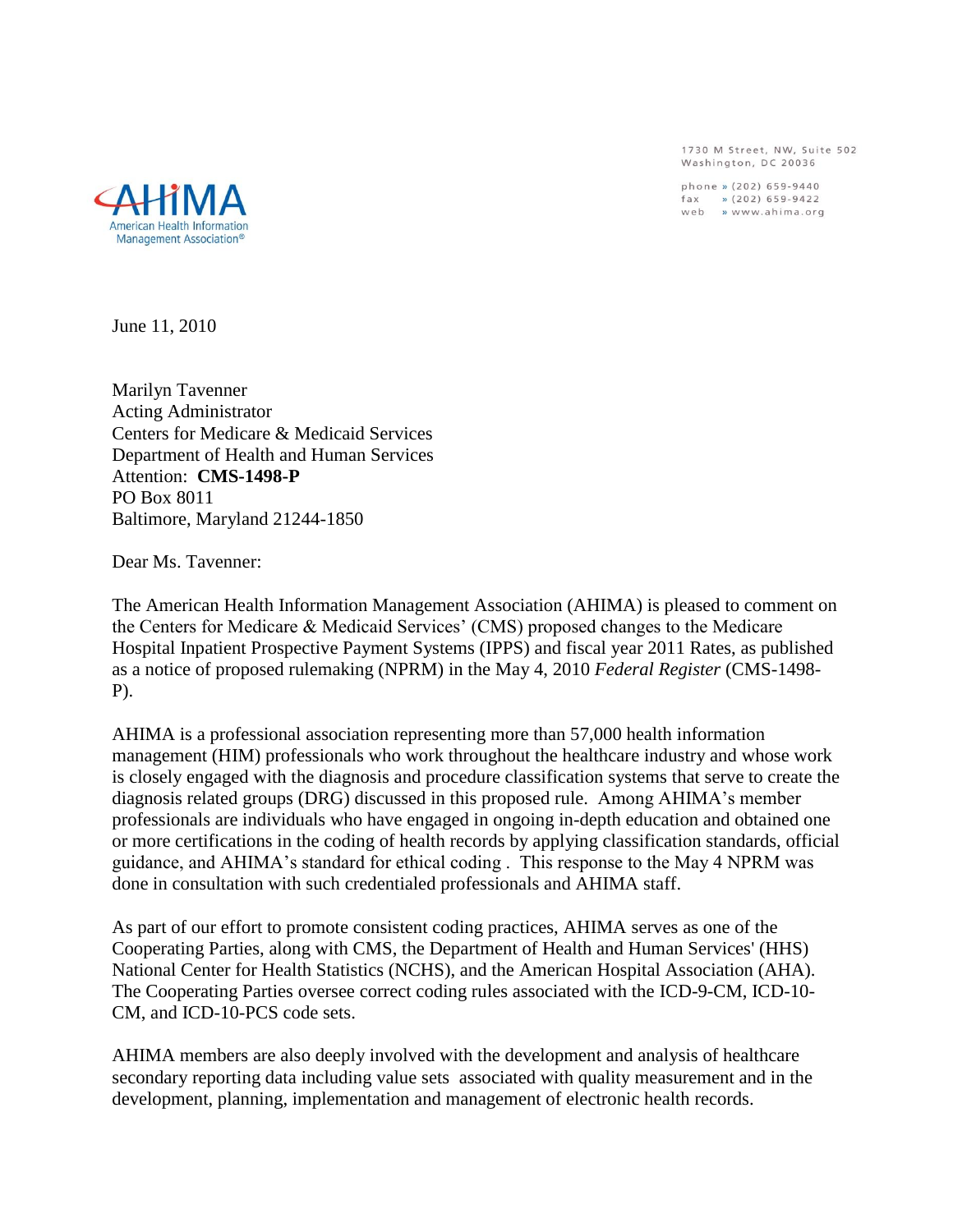AHIMA
American Health Information Management Association®

1730 M Street, NW, Suite 502
Washington, DC 20036

phone » (202) 659-9440
fax » (202) 659-9422
web » www.ahima.org

June 11, 2010

Marilyn Tavenner
Acting Administrator
Centers for Medicare & Medicaid Services
Department of Health and Human Services
Attention: **CMS-1498-P**
PO Box 8011
Baltimore, Maryland 21244-1850

Dear Ms. Tavenner:

The American Health Information Management Association (AHIMA) is pleased to comment on the Centers for Medicare & Medicaid Services' (CMS) proposed changes to the Medicare Hospital Inpatient Prospective Payment Systems (IPPS) and fiscal year 2011 Rates, as published as a notice of proposed rulemaking (NPRM) in the May 4, 2010 *Federal Register* (CMS-1498-P).

AHIMA is a professional association representing more than 57,000 health information management (HIM) professionals who work throughout the healthcare industry and whose work is closely engaged with the diagnosis and procedure classification systems that serve to create the diagnosis related groups (DRG) discussed in this proposed rule. Among AHIMA's member professionals are individuals who have engaged in ongoing in-depth education and obtained one or more certifications in the coding of health records by applying classification standards, official guidance, and AHIMA's standard for ethical coding . This response to the May 4 NPRM was done in consultation with such credentialed professionals and AHIMA staff.

As part of our effort to promote consistent coding practices, AHIMA serves as one of the Cooperating Parties, along with CMS, the Department of Health and Human Services' (HHS) National Center for Health Statistics (NCHS), and the American Hospital Association (AHA). The Cooperating Parties oversee correct coding rules associated with the ICD-9-CM, ICD-10-CM, and ICD-10-PCS code sets.

AHIMA members are also deeply involved with the development and analysis of healthcare secondary reporting data including value sets associated with quality measurement and in the development, planning, implementation and management of electronic health records.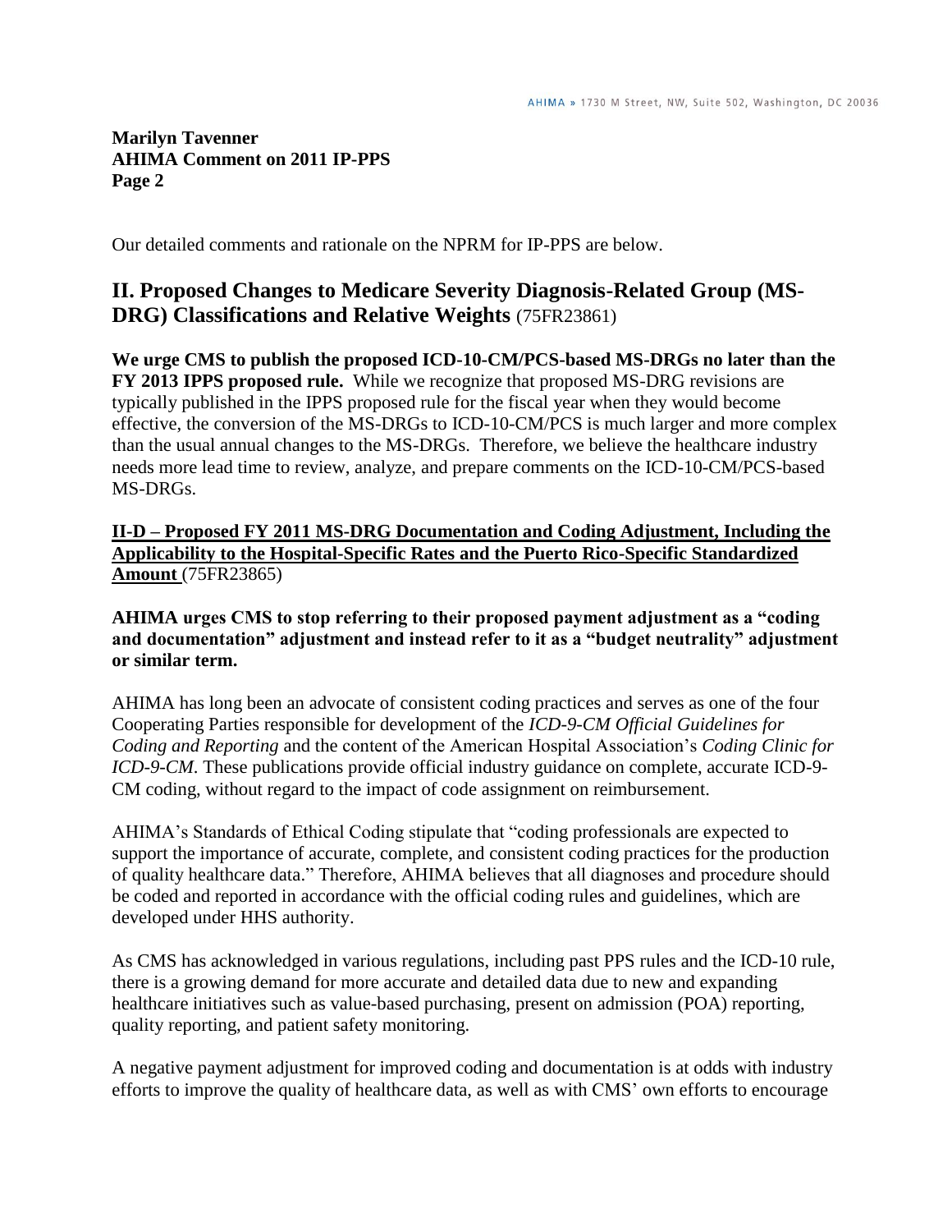Our detailed comments and rationale on the NPRM for IP-PPS are below.

## II. Proposed Changes to Medicare Severity Diagnosis-Related Group (MS-DRG) Classifications and Relative Weights (75FR23861)

**We urge CMS to publish the proposed ICD-10-CM/PCS-based MS-DRGs no later than the FY 2013 IPPS proposed rule.** While we recognize that proposed MS-DRG revisions are typically published in the IPPS proposed rule for the fiscal year when they would become effective, the conversion of the MS-DRGs to ICD-10-CM/PCS is much larger and more complex than the usual annual changes to the MS-DRGs. Therefore, we believe the healthcare industry needs more lead time to review, analyze, and prepare comments on the ICD-10-CM/PCS-based MS-DRGs.

### II-D – Proposed FY 2011 MS-DRG Documentation and Coding Adjustment, Including the Applicability to the Hospital-Specific Rates and the Puerto Rico-Specific Standardized Amount (75FR23865)

**AHIMA urges CMS to stop referring to their proposed payment adjustment as a "coding and documentation" adjustment and instead refer to it as a "budget neutrality" adjustment or similar term.**

AHIMA has long been an advocate of consistent coding practices and serves as one of the four Cooperating Parties responsible for development of the *ICD-9-CM Official Guidelines for Coding and Reporting* and the content of the American Hospital Association's *Coding Clinic for ICD-9-CM*. These publications provide official industry guidance on complete, accurate ICD-9-CM coding, without regard to the impact of code assignment on reimbursement.

AHIMA's Standards of Ethical Coding stipulate that "coding professionals are expected to support the importance of accurate, complete, and consistent coding practices for the production of quality healthcare data." Therefore, AHIMA believes that all diagnoses and procedure should be coded and reported in accordance with the official coding rules and guidelines, which are developed under HHS authority.

As CMS has acknowledged in various regulations, including past PPS rules and the ICD-10 rule, there is a growing demand for more accurate and detailed data due to new and expanding healthcare initiatives such as value-based purchasing, present on admission (POA) reporting, quality reporting, and patient safety monitoring.

A negative payment adjustment for improved coding and documentation is at odds with industry efforts to improve the quality of healthcare data, as well as with CMS' own efforts to encourage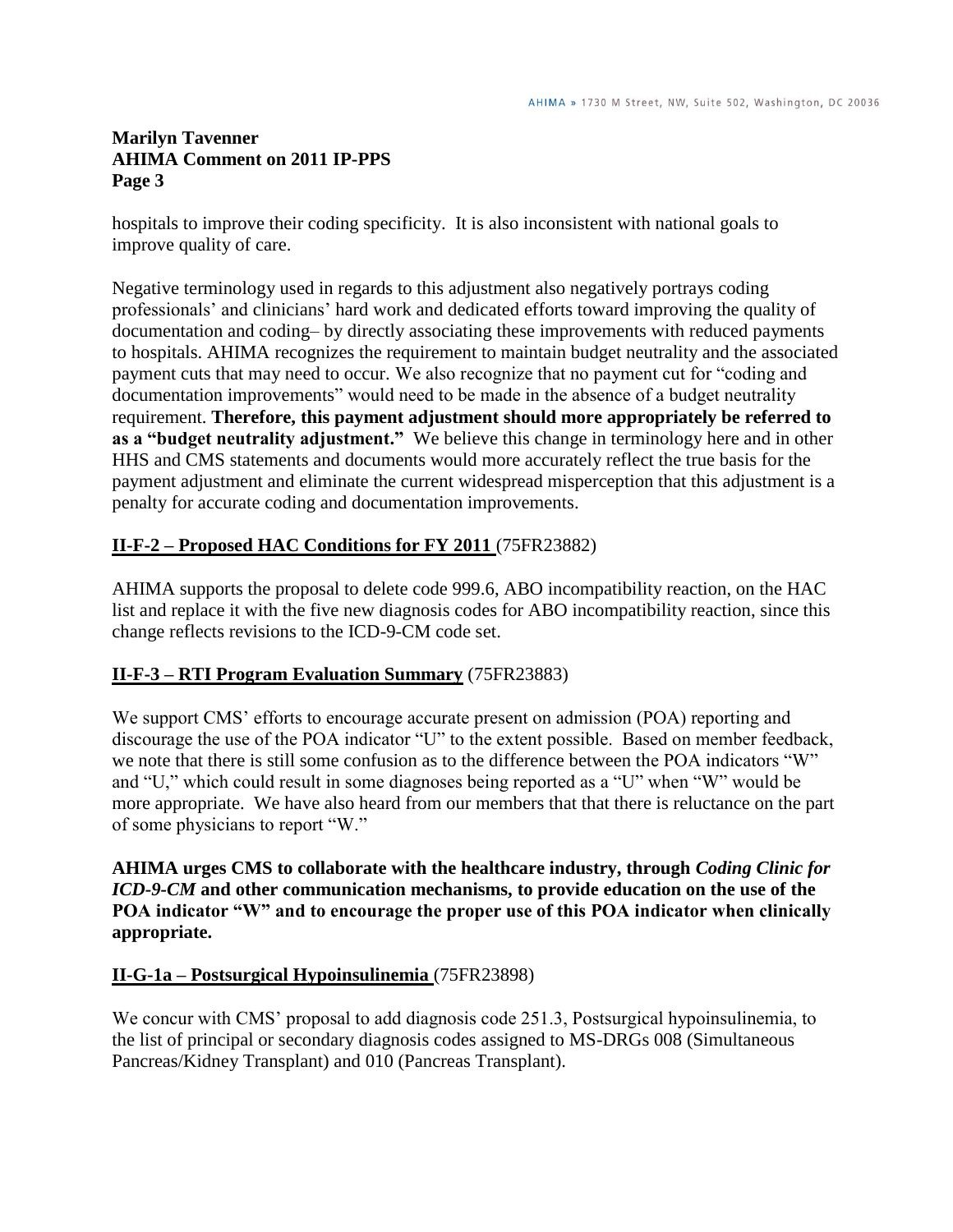hospitals to improve their coding specificity. It is also inconsistent with national goals to improve quality of care.

Negative terminology used in regards to this adjustment also negatively portrays coding professionals' and clinicians' hard work and dedicated efforts toward improving the quality of documentation and coding– by directly associating these improvements with reduced payments to hospitals. AHIMA recognizes the requirement to maintain budget neutrality and the associated payment cuts that may need to occur. We also recognize that no payment cut for "coding and documentation improvements" would need to be made in the absence of a budget neutrality requirement. **Therefore, this payment adjustment should more appropriately be referred to as a "budget neutrality adjustment."** We believe this change in terminology here and in other HHS and CMS statements and documents would more accurately reflect the true basis for the payment adjustment and eliminate the current widespread misperception that this adjustment is a penalty for accurate coding and documentation improvements.

## II-F-2 – Proposed HAC Conditions for FY 2011 (75FR23882)

AHIMA supports the proposal to delete code 999.6, ABO incompatibility reaction, on the HAC list and replace it with the five new diagnosis codes for ABO incompatibility reaction, since this change reflects revisions to the ICD-9-CM code set.

## II-F-3 – RTI Program Evaluation Summary (75FR23883)

We support CMS' efforts to encourage accurate present on admission (POA) reporting and discourage the use of the POA indicator "U" to the extent possible. Based on member feedback, we note that there is still some confusion as to the difference between the POA indicators "W" and "U," which could result in some diagnoses being reported as a "U" when "W" would be more appropriate. We have also heard from our members that that there is reluctance on the part of some physicians to report "W."

**AHIMA urges CMS to collaborate with the healthcare industry, through *Coding Clinic for ICD-9-CM* and other communication mechanisms, to provide education on the use of the POA indicator "W" and to encourage the proper use of this POA indicator when clinically appropriate.**

## II-G-1a – Postsurgical Hypoinsulinemia (75FR23898)

We concur with CMS' proposal to add diagnosis code 251.3, Postsurgical hypoinsulinemia, to the list of principal or secondary diagnosis codes assigned to MS-DRGs 008 (Simultaneous Pancreas/Kidney Transplant) and 010 (Pancreas Transplant).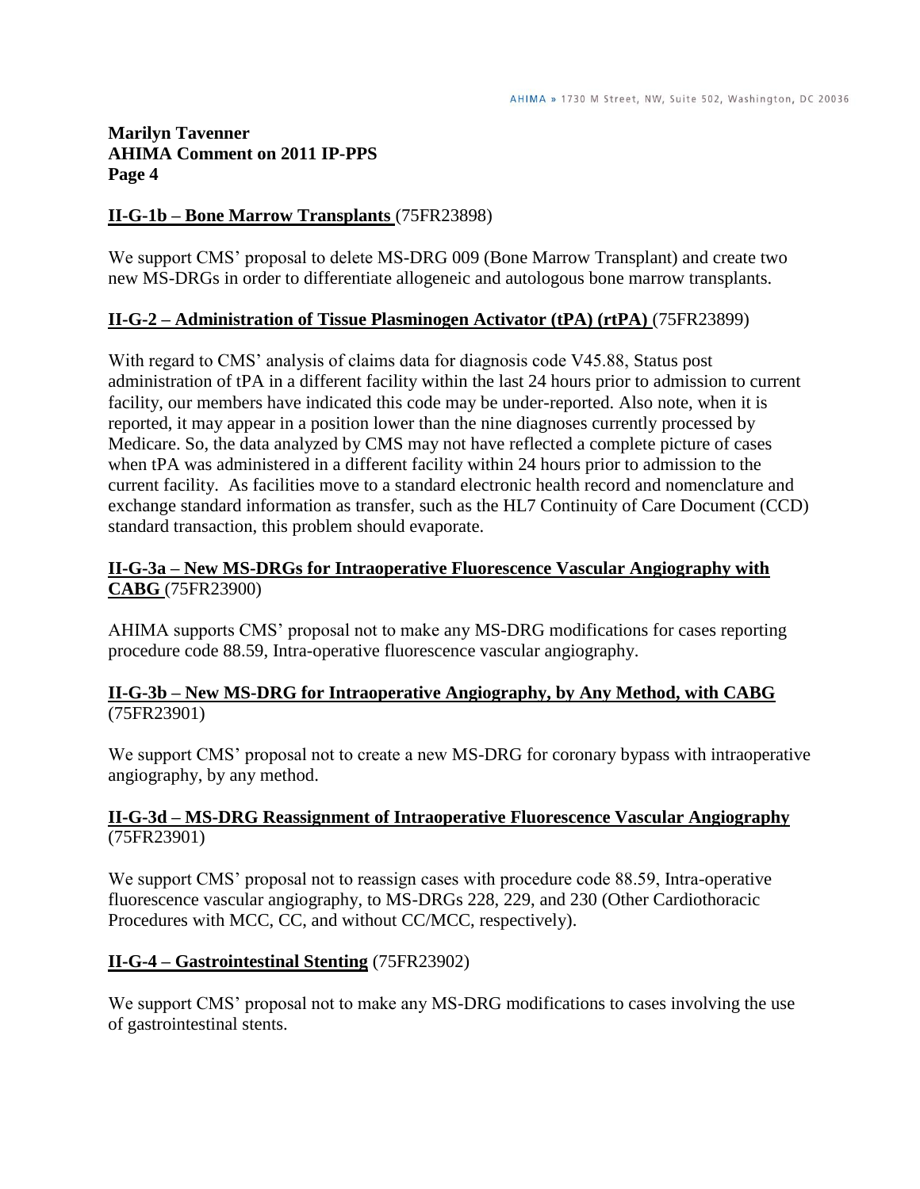**II-G-1b – Bone Marrow Transplants** (75FR23898)

We support CMS' proposal to delete MS-DRG 009 (Bone Marrow Transplant) and create two new MS-DRGs in order to differentiate allogeneic and autologous bone marrow transplants.

**II-G-2 – Administration of Tissue Plasminogen Activator (tPA) (rtPA)** (75FR23899)

With regard to CMS' analysis of claims data for diagnosis code V45.88, Status post administration of tPA in a different facility within the last 24 hours prior to admission to current facility, our members have indicated this code may be under-reported. Also note, when it is reported, it may appear in a position lower than the nine diagnoses currently processed by Medicare. So, the data analyzed by CMS may not have reflected a complete picture of cases when tPA was administered in a different facility within 24 hours prior to admission to the current facility. As facilities move to a standard electronic health record and nomenclature and exchange standard information as transfer, such as the HL7 Continuity of Care Document (CCD) standard transaction, this problem should evaporate.

**II-G-3a – New MS-DRGs for Intraoperative Fluorescence Vascular Angiography with CABG** (75FR23900)

AHIMA supports CMS' proposal not to make any MS-DRG modifications for cases reporting procedure code 88.59, Intra-operative fluorescence vascular angiography.

**II-G-3b – New MS-DRG for Intraoperative Angiography, by Any Method, with CABG** (75FR23901)

We support CMS' proposal not to create a new MS-DRG for coronary bypass with intraoperative angiography, by any method.

**II-G-3d – MS-DRG Reassignment of Intraoperative Fluorescence Vascular Angiography** (75FR23901)

We support CMS' proposal not to reassign cases with procedure code 88.59, Intra-operative fluorescence vascular angiography, to MS-DRGs 228, 229, and 230 (Other Cardiothoracic Procedures with MCC, CC, and without CC/MCC, respectively).

**II-G-4 – Gastrointestinal Stenting** (75FR23902)

We support CMS' proposal not to make any MS-DRG modifications to cases involving the use of gastrointestinal stents.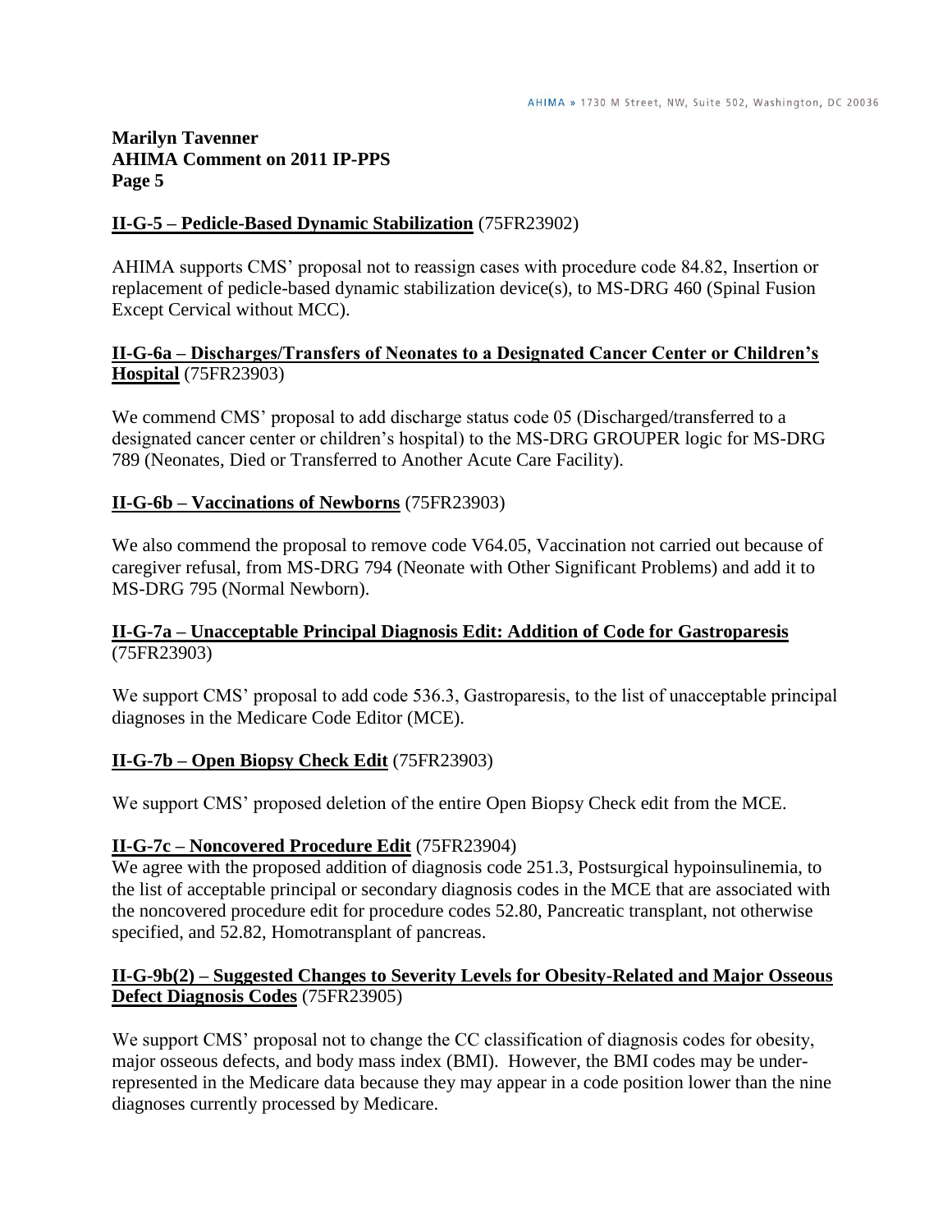**II-G-5 – Pedicle-Based Dynamic Stabilization** (75FR23902)

AHIMA supports CMS' proposal not to reassign cases with procedure code 84.82, Insertion or replacement of pedicle-based dynamic stabilization device(s), to MS-DRG 460 (Spinal Fusion Except Cervical without MCC).

**II-G-6a – Discharges/Transfers of Neonates to a Designated Cancer Center or Children's Hospital** (75FR23903)

We commend CMS' proposal to add discharge status code 05 (Discharged/transferred to a designated cancer center or children's hospital) to the MS-DRG GROUPER logic for MS-DRG 789 (Neonates, Died or Transferred to Another Acute Care Facility).

**II-G-6b – Vaccinations of Newborns** (75FR23903)

We also commend the proposal to remove code V64.05, Vaccination not carried out because of caregiver refusal, from MS-DRG 794 (Neonate with Other Significant Problems) and add it to MS-DRG 795 (Normal Newborn).

**II-G-7a – Unacceptable Principal Diagnosis Edit: Addition of Code for Gastroparesis** (75FR23903)

We support CMS' proposal to add code 536.3, Gastroparesis, to the list of unacceptable principal diagnoses in the Medicare Code Editor (MCE).

**II-G-7b – Open Biopsy Check Edit** (75FR23903)

We support CMS' proposed deletion of the entire Open Biopsy Check edit from the MCE.

**II-G-7c – Noncovered Procedure Edit** (75FR23904)

We agree with the proposed addition of diagnosis code 251.3, Postsurgical hypoinsulinemia, to the list of acceptable principal or secondary diagnosis codes in the MCE that are associated with the noncovered procedure edit for procedure codes 52.80, Pancreatic transplant, not otherwise specified, and 52.82, Homotransplant of pancreas.

**II-G-9b(2) – Suggested Changes to Severity Levels for Obesity-Related and Major Osseous Defect Diagnosis Codes** (75FR23905)

We support CMS' proposal not to change the CC classification of diagnosis codes for obesity, major osseous defects, and body mass index (BMI). However, the BMI codes may be under-represented in the Medicare data because they may appear in a code position lower than the nine diagnoses currently processed by Medicare.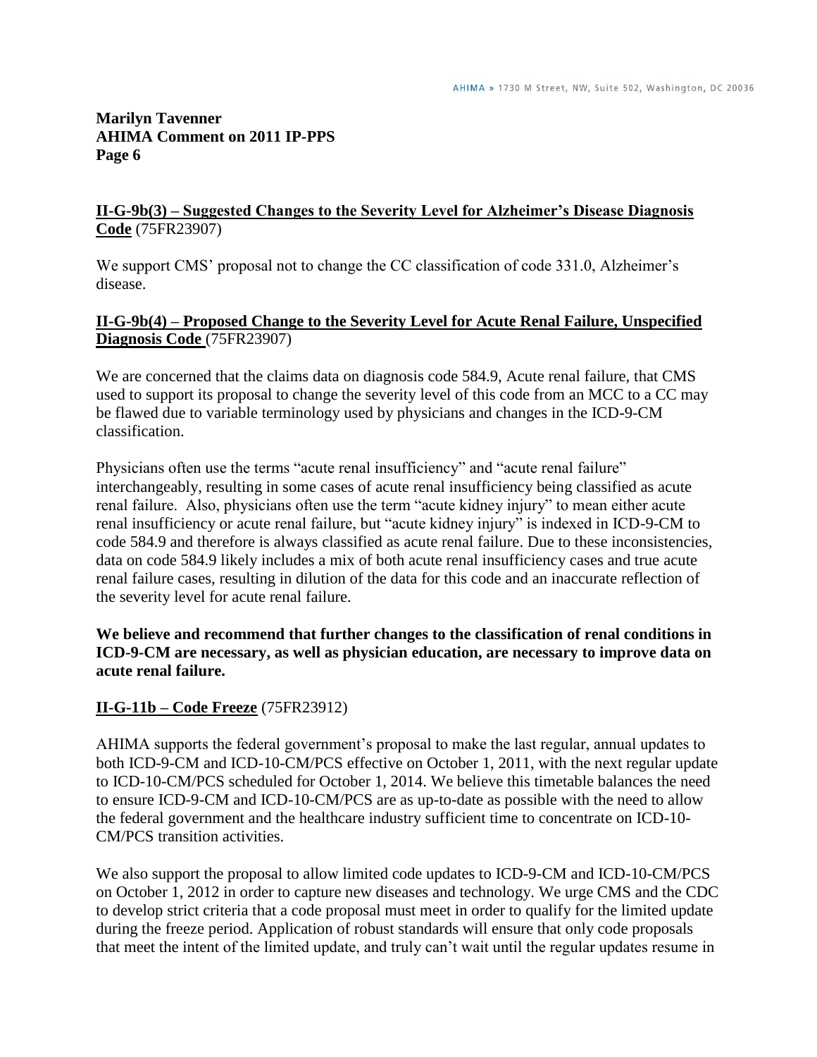**II-G-9b(3) – Suggested Changes to the Severity Level for Alzheimer's Disease Diagnosis Code** (75FR23907)

We support CMS' proposal not to change the CC classification of code 331.0, Alzheimer's disease.

**II-G-9b(4) – Proposed Change to the Severity Level for Acute Renal Failure, Unspecified Diagnosis Code** (75FR23907)

We are concerned that the claims data on diagnosis code 584.9, Acute renal failure, that CMS used to support its proposal to change the severity level of this code from an MCC to a CC may be flawed due to variable terminology used by physicians and changes in the ICD-9-CM classification.

Physicians often use the terms "acute renal insufficiency" and "acute renal failure" interchangeably, resulting in some cases of acute renal insufficiency being classified as acute renal failure. Also, physicians often use the term "acute kidney injury" to mean either acute renal insufficiency or acute renal failure, but "acute kidney injury" is indexed in ICD-9-CM to code 584.9 and therefore is always classified as acute renal failure. Due to these inconsistencies, data on code 584.9 likely includes a mix of both acute renal insufficiency cases and true acute renal failure cases, resulting in dilution of the data for this code and an inaccurate reflection of the severity level for acute renal failure.

**We believe and recommend that further changes to the classification of renal conditions in ICD-9-CM are necessary, as well as physician education, are necessary to improve data on acute renal failure.**

**II-G-11b – Code Freeze** (75FR23912)

AHIMA supports the federal government's proposal to make the last regular, annual updates to both ICD-9-CM and ICD-10-CM/PCS effective on October 1, 2011, with the next regular update to ICD-10-CM/PCS scheduled for October 1, 2014. We believe this timetable balances the need to ensure ICD-9-CM and ICD-10-CM/PCS are as up-to-date as possible with the need to allow the federal government and the healthcare industry sufficient time to concentrate on ICD-10-CM/PCS transition activities.

We also support the proposal to allow limited code updates to ICD-9-CM and ICD-10-CM/PCS on October 1, 2012 in order to capture new diseases and technology. We urge CMS and the CDC to develop strict criteria that a code proposal must meet in order to qualify for the limited update during the freeze period. Application of robust standards will ensure that only code proposals that meet the intent of the limited update, and truly can't wait until the regular updates resume in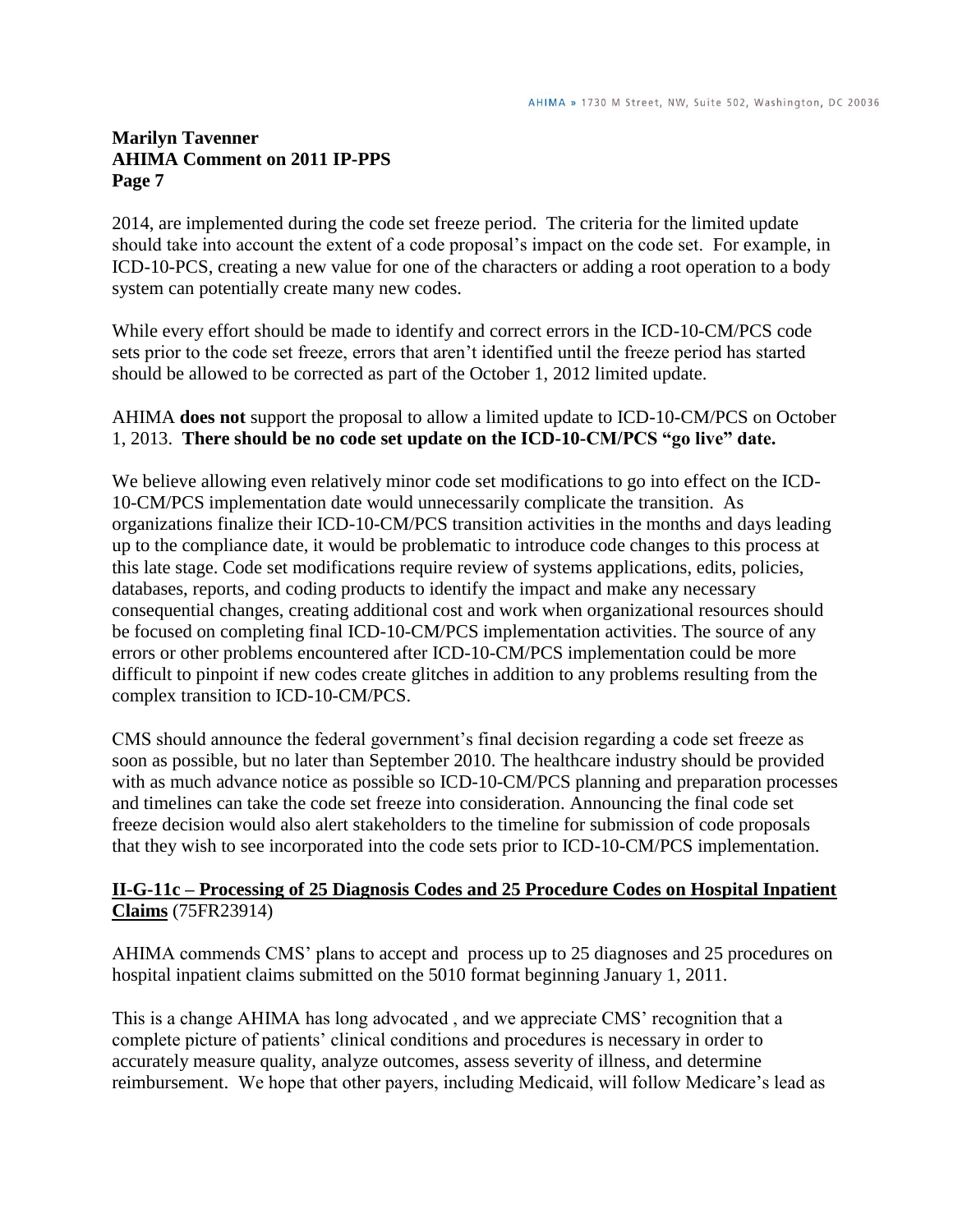2014, are implemented during the code set freeze period. The criteria for the limited update should take into account the extent of a code proposal's impact on the code set. For example, in ICD-10-PCS, creating a new value for one of the characters or adding a root operation to a body system can potentially create many new codes.

While every effort should be made to identify and correct errors in the ICD-10-CM/PCS code sets prior to the code set freeze, errors that aren't identified until the freeze period has started should be allowed to be corrected as part of the October 1, 2012 limited update.

AHIMA **does not** support the proposal to allow a limited update to ICD-10-CM/PCS on October 1, 2013. **There should be no code set update on the ICD-10-CM/PCS "go live" date.**

We believe allowing even relatively minor code set modifications to go into effect on the ICD-10-CM/PCS implementation date would unnecessarily complicate the transition. As organizations finalize their ICD-10-CM/PCS transition activities in the months and days leading up to the compliance date, it would be problematic to introduce code changes to this process at this late stage. Code set modifications require review of systems applications, edits, policies, databases, reports, and coding products to identify the impact and make any necessary consequential changes, creating additional cost and work when organizational resources should be focused on completing final ICD-10-CM/PCS implementation activities. The source of any errors or other problems encountered after ICD-10-CM/PCS implementation could be more difficult to pinpoint if new codes create glitches in addition to any problems resulting from the complex transition to ICD-10-CM/PCS.

CMS should announce the federal government's final decision regarding a code set freeze as soon as possible, but no later than September 2010. The healthcare industry should be provided with as much advance notice as possible so ICD-10-CM/PCS planning and preparation processes and timelines can take the code set freeze into consideration. Announcing the final code set freeze decision would also alert stakeholders to the timeline for submission of code proposals that they wish to see incorporated into the code sets prior to ICD-10-CM/PCS implementation.

**II-G-11c – Processing of 25 Diagnosis Codes and 25 Procedure Codes on Hospital Inpatient Claims** (75FR23914)

AHIMA commends CMS' plans to accept and process up to 25 diagnoses and 25 procedures on hospital inpatient claims submitted on the 5010 format beginning January 1, 2011.

This is a change AHIMA has long advocated , and we appreciate CMS' recognition that a complete picture of patients' clinical conditions and procedures is necessary in order to accurately measure quality, analyze outcomes, assess severity of illness, and determine reimbursement. We hope that other payers, including Medicaid, will follow Medicare's lead as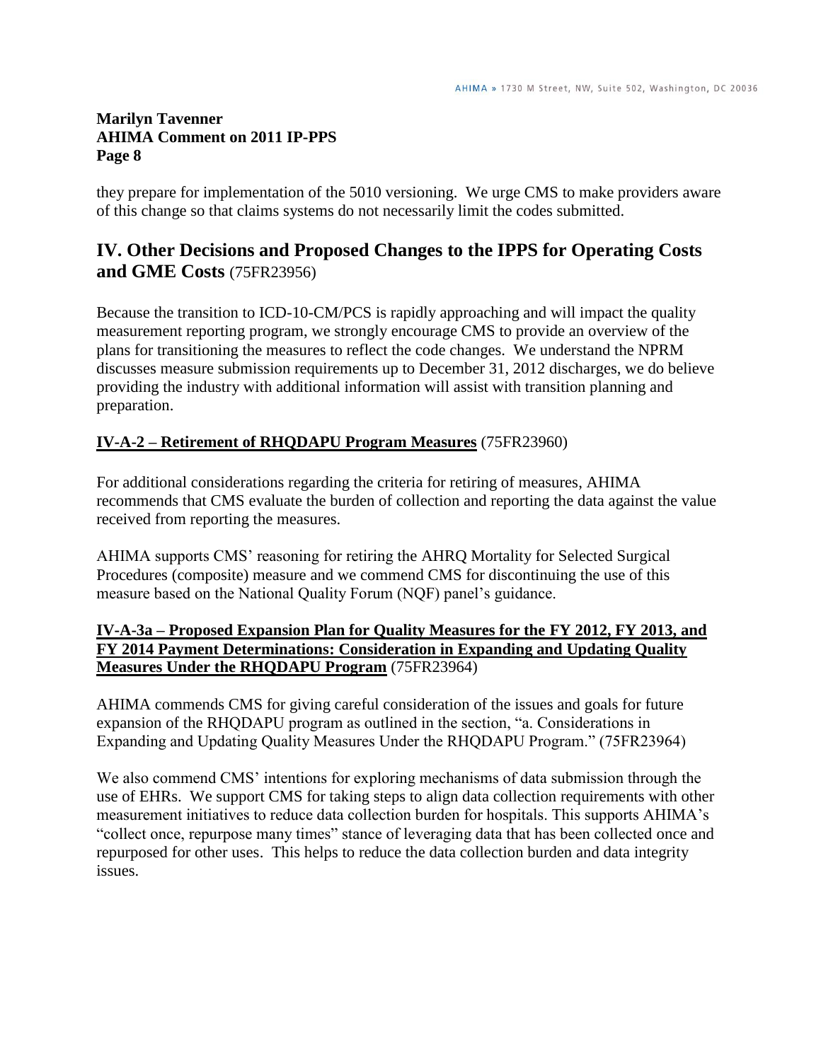they prepare for implementation of the 5010 versioning. We urge CMS to make providers aware of this change so that claims systems do not necessarily limit the codes submitted.

## IV. Other Decisions and Proposed Changes to the IPPS for Operating Costs and GME Costs (75FR23956)

Because the transition to ICD-10-CM/PCS is rapidly approaching and will impact the quality measurement reporting program, we strongly encourage CMS to provide an overview of the plans for transitioning the measures to reflect the code changes. We understand the NPRM discusses measure submission requirements up to December 31, 2012 discharges, we do believe providing the industry with additional information will assist with transition planning and preparation.

**IV-A-2 – Retirement of RHQDAPU Program Measures** (75FR23960)

For additional considerations regarding the criteria for retiring of measures, AHIMA recommends that CMS evaluate the burden of collection and reporting the data against the value received from reporting the measures.

AHIMA supports CMS' reasoning for retiring the AHRQ Mortality for Selected Surgical Procedures (composite) measure and we commend CMS for discontinuing the use of this measure based on the National Quality Forum (NQF) panel's guidance.

**IV-A-3a – Proposed Expansion Plan for Quality Measures for the FY 2012, FY 2013, and FY 2014 Payment Determinations: Consideration in Expanding and Updating Quality Measures Under the RHQDAPU Program** (75FR23964)

AHIMA commends CMS for giving careful consideration of the issues and goals for future expansion of the RHQDAPU program as outlined in the section, "a. Considerations in Expanding and Updating Quality Measures Under the RHQDAPU Program." (75FR23964)

We also commend CMS' intentions for exploring mechanisms of data submission through the use of EHRs. We support CMS for taking steps to align data collection requirements with other measurement initiatives to reduce data collection burden for hospitals. This supports AHIMA's "collect once, repurpose many times" stance of leveraging data that has been collected once and repurposed for other uses. This helps to reduce the data collection burden and data integrity issues.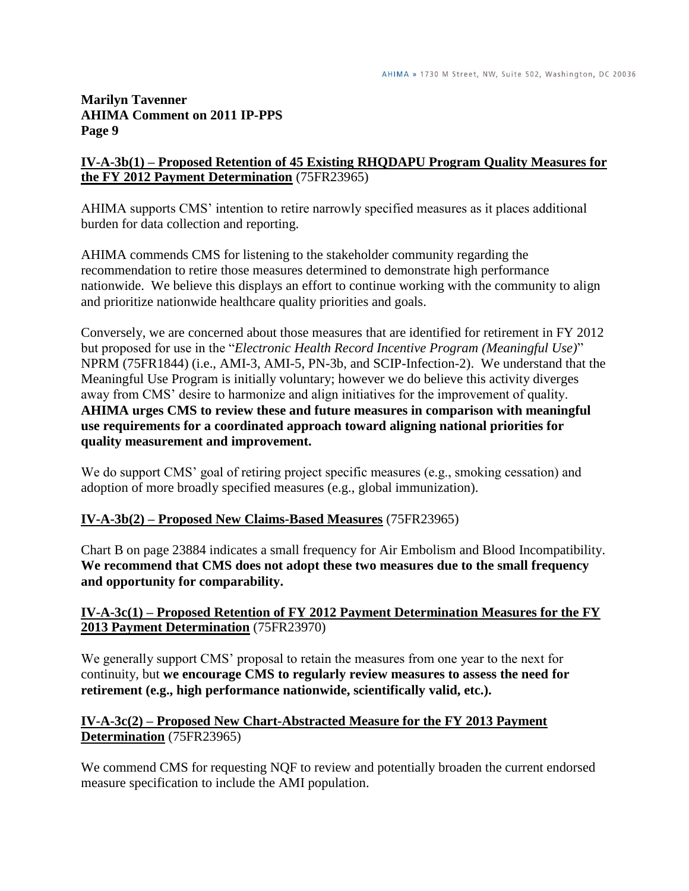**IV-A-3b(1) – Proposed Retention of 45 Existing RHQDAPU Program Quality Measures for the FY 2012 Payment Determination** (75FR23965)

AHIMA supports CMS' intention to retire narrowly specified measures as it places additional burden for data collection and reporting.

AHIMA commends CMS for listening to the stakeholder community regarding the recommendation to retire those measures determined to demonstrate high performance nationwide. We believe this displays an effort to continue working with the community to align and prioritize nationwide healthcare quality priorities and goals.

Conversely, we are concerned about those measures that are identified for retirement in FY 2012 but proposed for use in the "*Electronic Health Record Incentive Program (Meaningful Use)*" NPRM (75FR1844) (i.e., AMI-3, AMI-5, PN-3b, and SCIP-Infection-2). We understand that the Meaningful Use Program is initially voluntary; however we do believe this activity diverges away from CMS' desire to harmonize and align initiatives for the improvement of quality. **AHIMA urges CMS to review these and future measures in comparison with meaningful use requirements for a coordinated approach toward aligning national priorities for quality measurement and improvement.**

We do support CMS' goal of retiring project specific measures (e.g., smoking cessation) and adoption of more broadly specified measures (e.g., global immunization).

**IV-A-3b(2) – Proposed New Claims-Based Measures** (75FR23965)

Chart B on page 23884 indicates a small frequency for Air Embolism and Blood Incompatibility. **We recommend that CMS does not adopt these two measures due to the small frequency and opportunity for comparability.**

**IV-A-3c(1) – Proposed Retention of FY 2012 Payment Determination Measures for the FY 2013 Payment Determination** (75FR23970)

We generally support CMS' proposal to retain the measures from one year to the next for continuity, but **we encourage CMS to regularly review measures to assess the need for retirement (e.g., high performance nationwide, scientifically valid, etc.).**

**IV-A-3c(2) – Proposed New Chart-Abstracted Measure for the FY 2013 Payment Determination** (75FR23965)

We commend CMS for requesting NQF to review and potentially broaden the current endorsed measure specification to include the AMI population.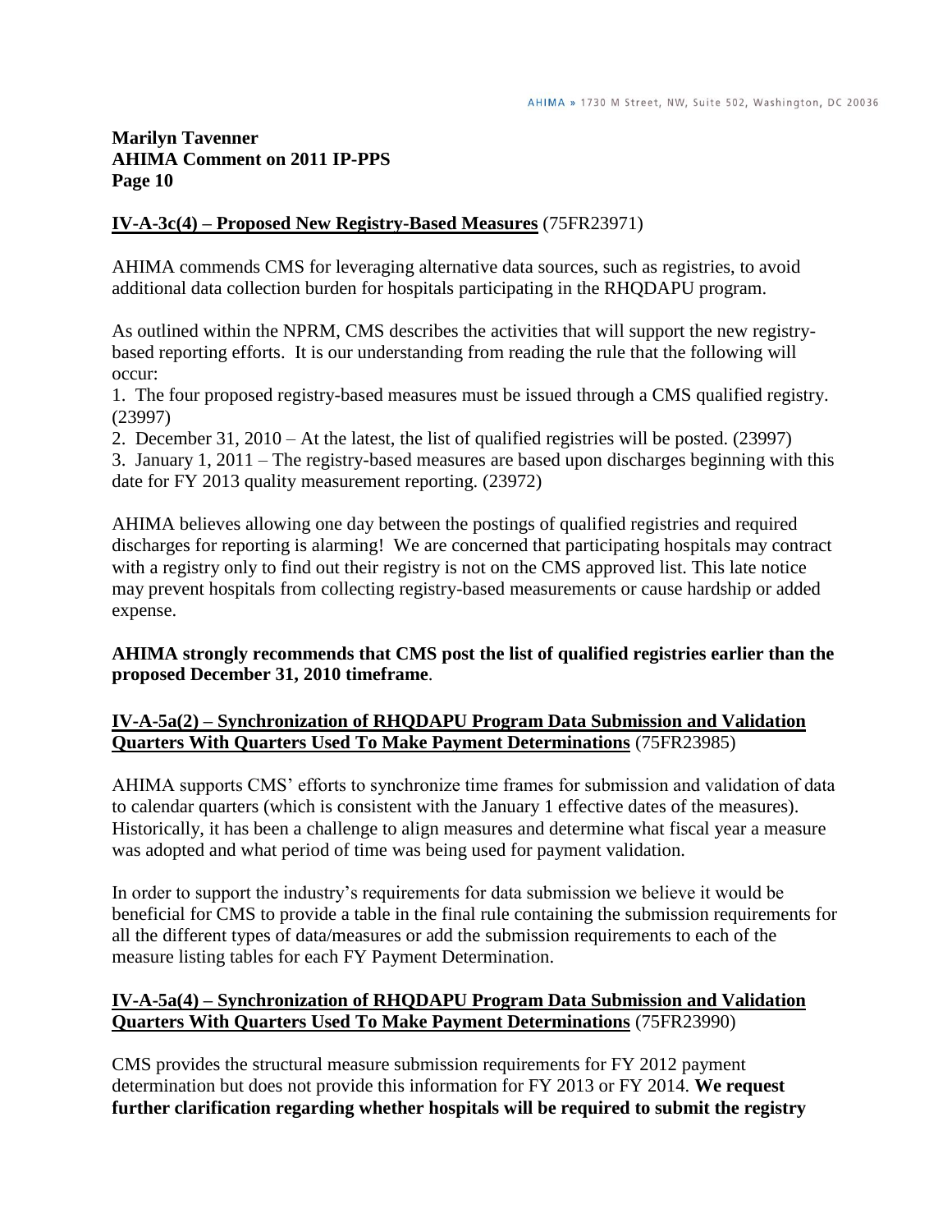### IV-A-3c(4) – Proposed New Registry-Based Measures (75FR23971)

AHIMA commends CMS for leveraging alternative data sources, such as registries, to avoid additional data collection burden for hospitals participating in the RHQDAPU program.

As outlined within the NPRM, CMS describes the activities that will support the new registry-based reporting efforts. It is our understanding from reading the rule that the following will occur:

1. The four proposed registry-based measures must be issued through a CMS qualified registry. (23997)
2. December 31, 2010 – At the latest, the list of qualified registries will be posted. (23997)
3. January 1, 2011 – The registry-based measures are based upon discharges beginning with this date for FY 2013 quality measurement reporting. (23972)

AHIMA believes allowing one day between the postings of qualified registries and required discharges for reporting is alarming! We are concerned that participating hospitals may contract with a registry only to find out their registry is not on the CMS approved list. This late notice may prevent hospitals from collecting registry-based measurements or cause hardship or added expense.

**AHIMA strongly recommends that CMS post the list of qualified registries earlier than the proposed December 31, 2010 timeframe**.

### IV-A-5a(2) – Synchronization of RHQDAPU Program Data Submission and Validation Quarters With Quarters Used To Make Payment Determinations (75FR23985)

AHIMA supports CMS' efforts to synchronize time frames for submission and validation of data to calendar quarters (which is consistent with the January 1 effective dates of the measures). Historically, it has been a challenge to align measures and determine what fiscal year a measure was adopted and what period of time was being used for payment validation.

In order to support the industry's requirements for data submission we believe it would be beneficial for CMS to provide a table in the final rule containing the submission requirements for all the different types of data/measures or add the submission requirements to each of the measure listing tables for each FY Payment Determination.

### IV-A-5a(4) – Synchronization of RHQDAPU Program Data Submission and Validation Quarters With Quarters Used To Make Payment Determinations (75FR23990)

CMS provides the structural measure submission requirements for FY 2012 payment determination but does not provide this information for FY 2013 or FY 2014. **We request further clarification regarding whether hospitals will be required to submit the registry**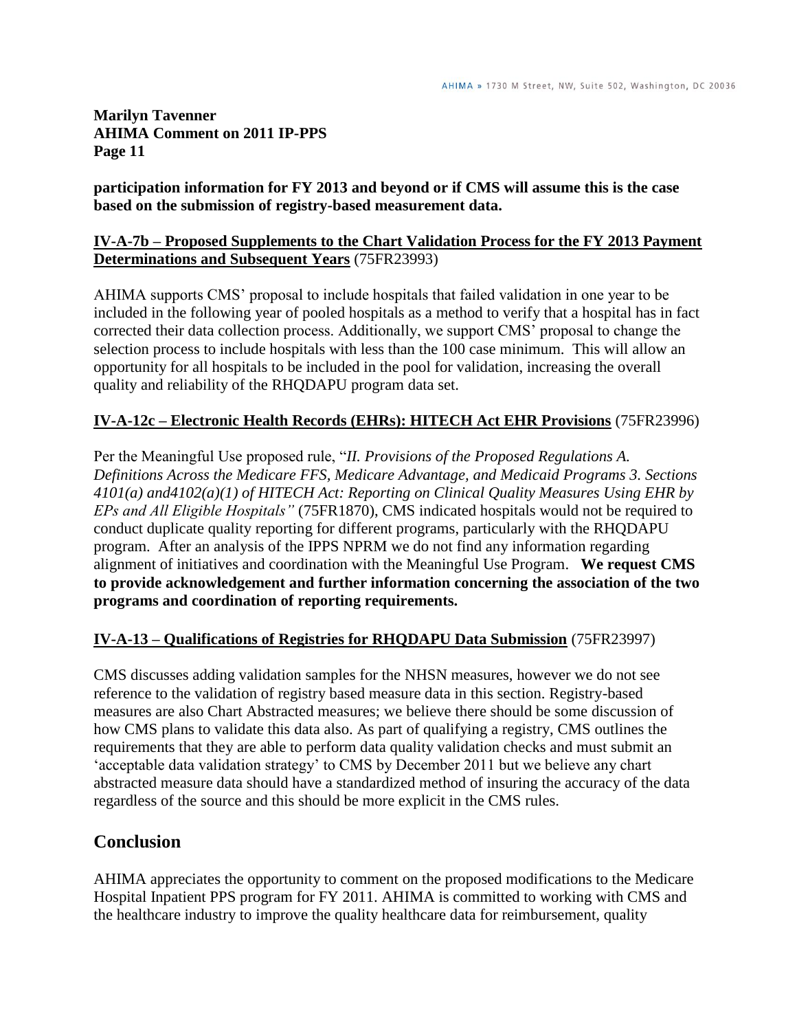**participation information for FY 2013 and beyond or if CMS will assume this is the case based on the submission of registry-based measurement data.**

**IV-A-7b – Proposed Supplements to the Chart Validation Process for the FY 2013 Payment Determinations and Subsequent Years** (75FR23993)

AHIMA supports CMS' proposal to include hospitals that failed validation in one year to be included in the following year of pooled hospitals as a method to verify that a hospital has in fact corrected their data collection process. Additionally, we support CMS' proposal to change the selection process to include hospitals with less than the 100 case minimum. This will allow an opportunity for all hospitals to be included in the pool for validation, increasing the overall quality and reliability of the RHQDAPU program data set.

**IV-A-12c – Electronic Health Records (EHRs): HITECH Act EHR Provisions** (75FR23996)

Per the Meaningful Use proposed rule, "*II. Provisions of the Proposed Regulations A. Definitions Across the Medicare FFS, Medicare Advantage, and Medicaid Programs 3. Sections 4101(a) and4102(a)(1) of HITECH Act: Reporting on Clinical Quality Measures Using EHR by EPs and All Eligible Hospitals"* (75FR1870), CMS indicated hospitals would not be required to conduct duplicate quality reporting for different programs, particularly with the RHQDAPU program. After an analysis of the IPPS NPRM we do not find any information regarding alignment of initiatives and coordination with the Meaningful Use Program. **We request CMS to provide acknowledgement and further information concerning the association of the two programs and coordination of reporting requirements.**

**IV-A-13 – Qualifications of Registries for RHQDAPU Data Submission** (75FR23997)

CMS discusses adding validation samples for the NHSN measures, however we do not see reference to the validation of registry based measure data in this section. Registry-based measures are also Chart Abstracted measures; we believe there should be some discussion of how CMS plans to validate this data also. As part of qualifying a registry, CMS outlines the requirements that they are able to perform data quality validation checks and must submit an 'acceptable data validation strategy' to CMS by December 2011 but we believe any chart abstracted measure data should have a standardized method of insuring the accuracy of the data regardless of the source and this should be more explicit in the CMS rules.

## Conclusion

AHIMA appreciates the opportunity to comment on the proposed modifications to the Medicare Hospital Inpatient PPS program for FY 2011. AHIMA is committed to working with CMS and the healthcare industry to improve the quality healthcare data for reimbursement, quality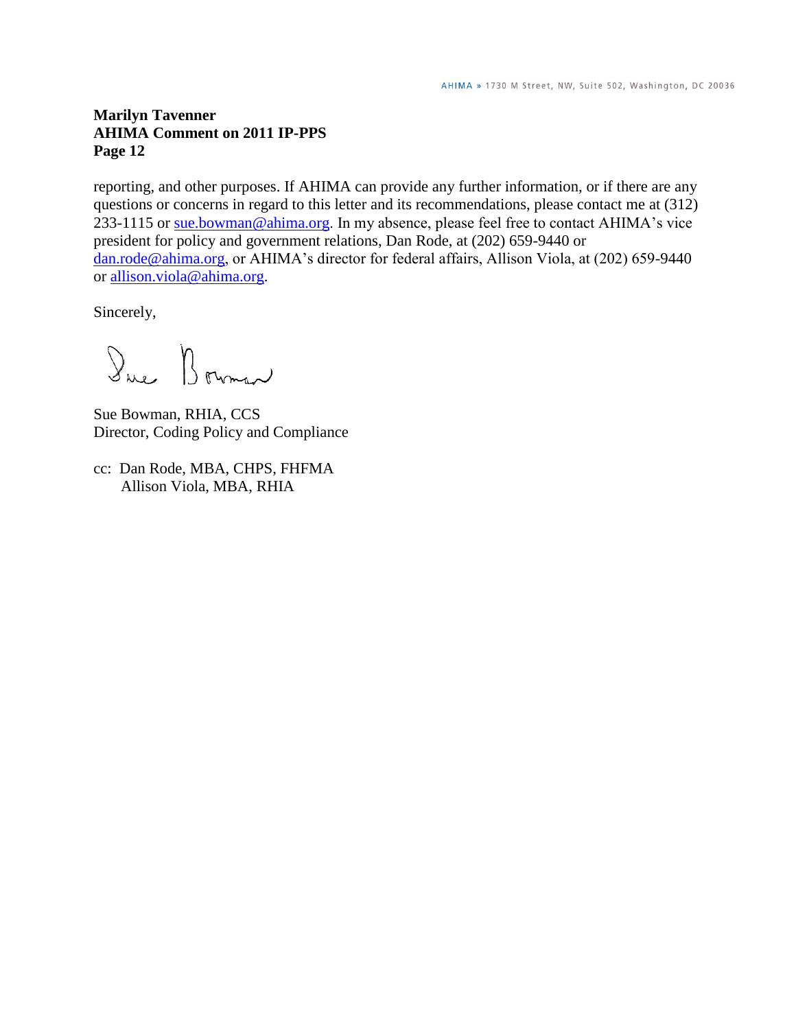reporting, and other purposes. If AHIMA can provide any further information, or if there are any questions or concerns in regard to this letter and its recommendations, please contact me at (312) 233-1115 or sue.bowman@ahima.org. In my absence, please feel free to contact AHIMA's vice president for policy and government relations, Dan Rode, at (202) 659-9440 or dan.rode@ahima.org, or AHIMA's director for federal affairs, Allison Viola, at (202) 659-9440 or allison.viola@ahima.org.

Sincerely,

Sue Bowman, RHIA, CCS
Director, Coding Policy and Compliance

cc: Dan Rode, MBA, CHPS, FHFMA
Allison Viola, MBA, RHIA